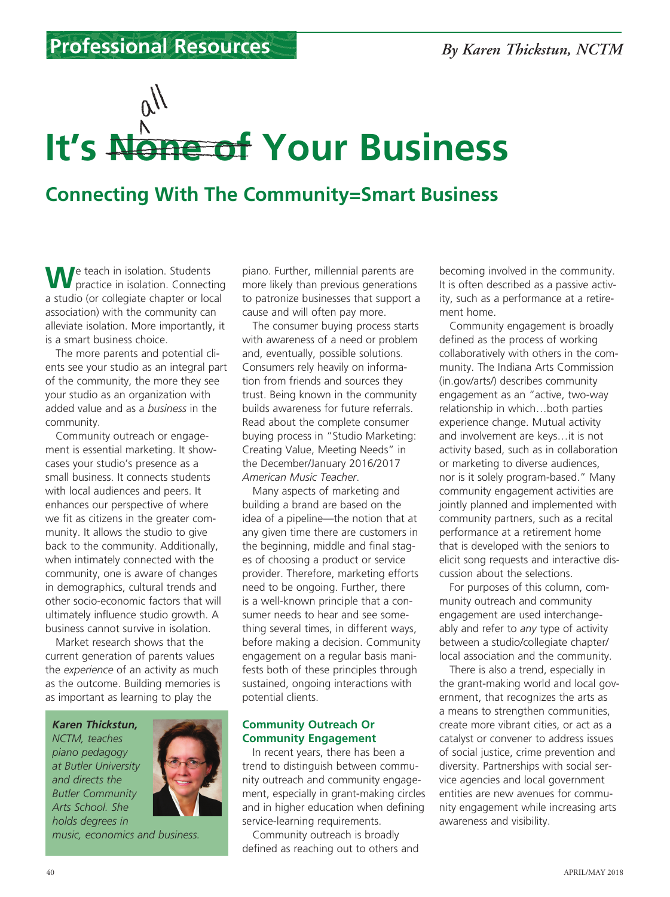Professional Resources

*By Karen Thickstun, NCTM*

# It's ~~None of~~ all Your Business

## Connecting With The Community=Smart Business

We teach in isolation. Students practice in isolation. Connecting a studio (or collegiate chapter or local association) with the community can alleviate isolation. More importantly, it is a smart business choice.

The more parents and potential clients see your studio as an integral part of the community, the more they see your studio as an organization with added value and as a *business* in the community.

Community outreach or engagement is essential marketing. It showcases your studio's presence as a small business. It connects students with local audiences and peers. It enhances our perspective of where we fit as citizens in the greater community. It allows the studio to give back to the community. Additionally, when intimately connected with the community, one is aware of changes in demographics, cultural trends and other socio-economic factors that will ultimately influence studio growth. A business cannot survive in isolation.

Market research shows that the current generation of parents values the *experience* of an activity as much as the outcome. Building memories is as important as learning to play the piano. Further, millennial parents are more likely than previous generations to patronize businesses that support a cause and will often pay more.

The consumer buying process starts with awareness of a need or problem and, eventually, possible solutions. Consumers rely heavily on information from friends and sources they trust. Being known in the community builds awareness for future referrals. Read about the complete consumer buying process in "Studio Marketing: Creating Value, Meeting Needs" in the December/January 2016/2017 *American Music Teacher*.

Many aspects of marketing and building a brand are based on the idea of a pipeline—the notion that at any given time there are customers in the beginning, middle and final stages of choosing a product or service provider. Therefore, marketing efforts need to be ongoing. Further, there is a well-known principle that a consumer needs to hear and see something several times, in different ways, before making a decision. Community engagement on a regular basis manifests both of these principles through sustained, ongoing interactions with potential clients.

***Karen Thickstun,*** *NCTM, teaches piano pedagogy at Butler University and directs the Butler Community Arts School. She holds degrees in music, economics and business.*

### Community Outreach Or Community Engagement

In recent years, there has been a trend to distinguish between community outreach and community engagement, especially in grant-making circles and in higher education when defining service-learning requirements.

Community outreach is broadly defined as reaching out to others and becoming involved in the community. It is often described as a passive activity, such as a performance at a retirement home.

Community engagement is broadly defined as the process of working collaboratively with others in the community. The Indiana Arts Commission (in.gov/arts/) describes community engagement as an "active, two-way relationship in which…both parties experience change. Mutual activity and involvement are keys…it is not activity based, such as in collaboration or marketing to diverse audiences, nor is it solely program-based." Many community engagement activities are jointly planned and implemented with community partners, such as a recital performance at a retirement home that is developed with the seniors to elicit song requests and interactive discussion about the selections.

For purposes of this column, community outreach and community engagement are used interchangeably and refer to *any* type of activity between a studio/collegiate chapter/local association and the community.

There is also a trend, especially in the grant-making world and local government, that recognizes the arts as a means to strengthen communities, create more vibrant cities, or act as a catalyst or convener to address issues of social justice, crime prevention and diversity. Partnerships with social service agencies and local government entities are new avenues for community engagement while increasing arts awareness and visibility.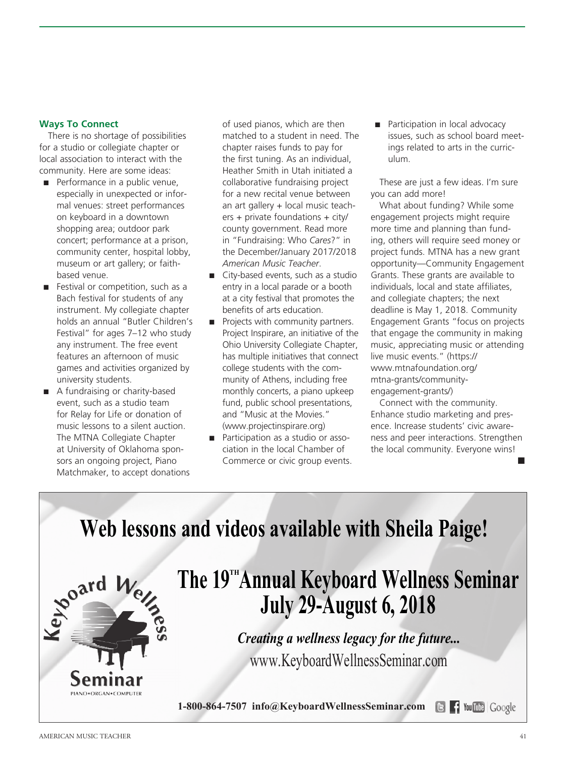### Ways To Connect

There is no shortage of possibilities for a studio or collegiate chapter or local association to interact with the community. Here are some ideas:

- Performance in a public venue, especially in unexpected or informal venues: street performances on keyboard in a downtown shopping area; outdoor park concert; performance at a prison, community center, hospital lobby, museum or art gallery; or faith-based venue.
- Festival or competition, such as a Bach festival for students of any instrument. My collegiate chapter holds an annual "Butler Children's Festival" for ages 7–12 who study any instrument. The free event features an afternoon of music games and activities organized by university students.
- A fundraising or charity-based event, such as a studio team for Relay for Life or donation of music lessons to a silent auction. The MTNA Collegiate Chapter at University of Oklahoma sponsors an ongoing project, Piano Matchmaker, to accept donations of used pianos, which are then matched to a student in need. The chapter raises funds to pay for the first tuning. As an individual, Heather Smith in Utah initiated a collaborative fundraising project for a new recital venue between an art gallery + local music teachers + private foundations + city/county government. Read more in "Fundraising: Who *Cares*?" in the December/January 2017/2018 *American Music Teacher*.
- City-based events, such as a studio entry in a local parade or a booth at a city festival that promotes the benefits of arts education.
- Projects with community partners. Project Inspirare, an initiative of the Ohio University Collegiate Chapter, has multiple initiatives that connect college students with the community of Athens, including free monthly concerts, a piano upkeep fund, public school presentations, and "Music at the Movies." (www.projectinspirare.org)
- Participation as a studio or association in the local Chamber of Commerce or civic group events.
- Participation in local advocacy issues, such as school board meetings related to arts in the curriculum.

These are just a few ideas. I'm sure you can add more!

What about funding? While some engagement projects might require more time and planning than funding, others will require seed money or project funds. MTNA has a new grant opportunity—Community Engagement Grants. These grants are available to individuals, local and state affiliates, and collegiate chapters; the next deadline is May 1, 2018. Community Engagement Grants "focus on projects that engage the community in making music, appreciating music or attending live music events." (https://www.mtnafoundation.org/mtna-grants/community-engagement-grants/)

Connect with the community. Enhance studio marketing and presence. Increase students' civic awareness and peer interactions. Strengthen the local community. Everyone wins! ■

**Web lessons and videos available with Sheila Paige!**

Keyboard Wellness Seminar
PIANO•ORGAN•COMPUTER

**The 19th Annual Keyboard Wellness Seminar**
**July 29-August 6, 2018**

***Creating a wellness legacy for the future...***

www.KeyboardWellnessSeminar.com

**1-800-864-7507 info@KeyboardWellnessSeminar.com**